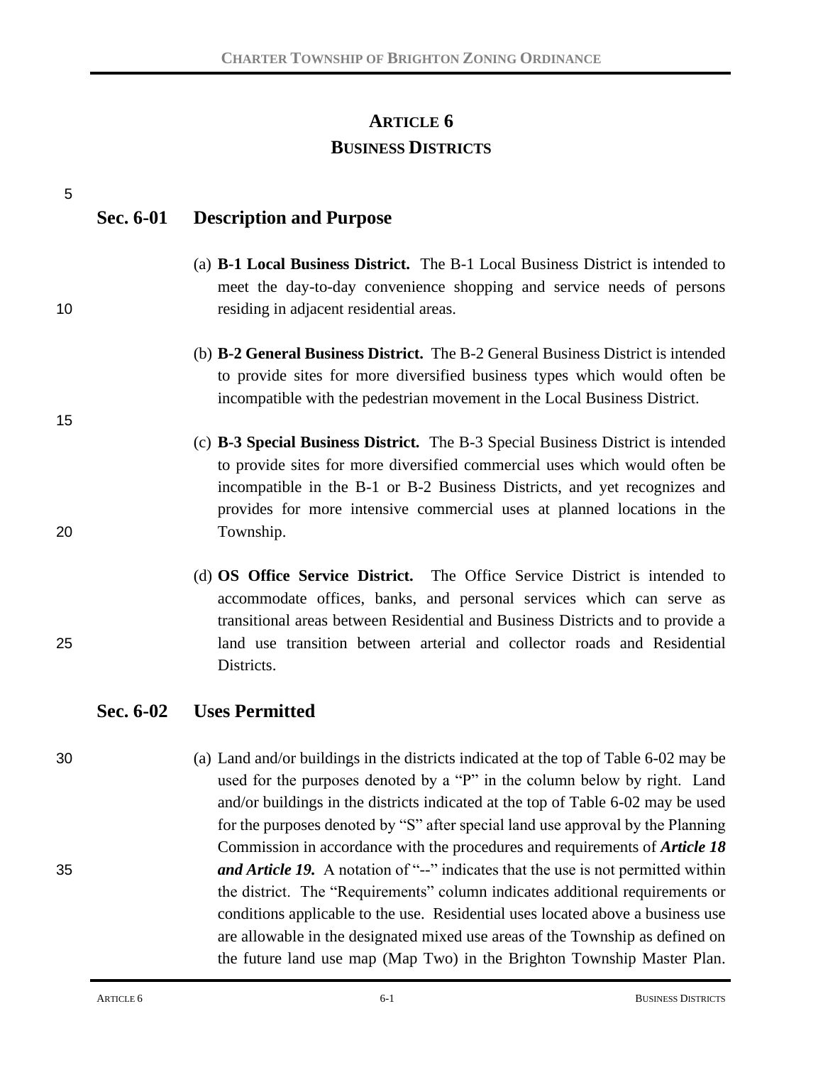# ARTICLE 6
# BUSINESS DISTRICTS

## Sec. 6-01 Description and Purpose

(a) **B-1 Local Business District.** The B-1 Local Business District is intended to meet the day-to-day convenience shopping and service needs of persons residing in adjacent residential areas.

(b) **B-2 General Business District.** The B-2 General Business District is intended to provide sites for more diversified business types which would often be incompatible with the pedestrian movement in the Local Business District.

(c) **B-3 Special Business District.** The B-3 Special Business District is intended to provide sites for more diversified commercial uses which would often be incompatible in the B-1 or B-2 Business Districts, and yet recognizes and provides for more intensive commercial uses at planned locations in the Township.

(d) **OS Office Service District.** The Office Service District is intended to accommodate offices, banks, and personal services which can serve as transitional areas between Residential and Business Districts and to provide a land use transition between arterial and collector roads and Residential Districts.

## Sec. 6-02 Uses Permitted

(a) Land and/or buildings in the districts indicated at the top of Table 6-02 may be used for the purposes denoted by a "P" in the column below by right. Land and/or buildings in the districts indicated at the top of Table 6-02 may be used for the purposes denoted by "S" after special land use approval by the Planning Commission in accordance with the procedures and requirements of ***Article 18 and Article 19.*** A notation of "--" indicates that the use is not permitted within the district. The "Requirements" column indicates additional requirements or conditions applicable to the use. Residential uses located above a business use are allowable in the designated mixed use areas of the Township as defined on the future land use map (Map Two) in the Brighton Township Master Plan.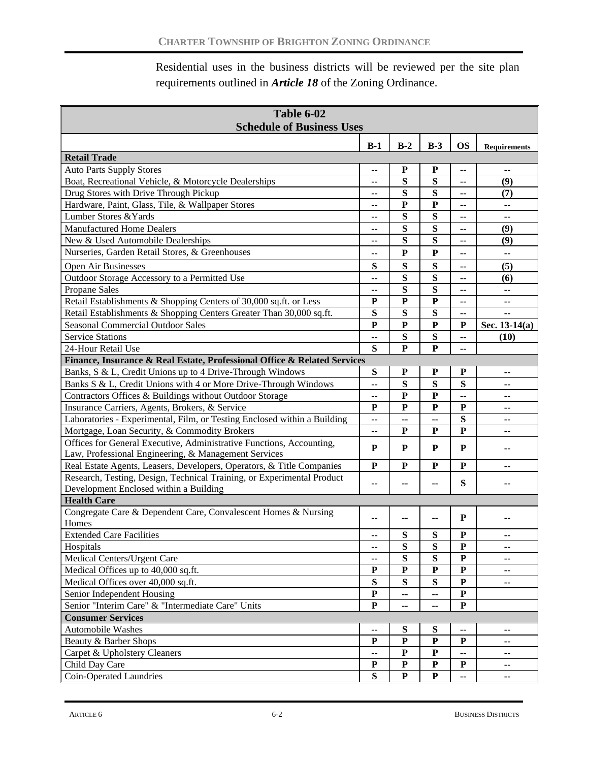Residential uses in the business districts will be reviewed per the site plan requirements outlined in ***Article 18*** of the Zoning Ordinance.

| Table 6-02 Schedule of Business Uses | | | | | |
|---|---|---|---|---|---|
| | **B-1** | **B-2** | **B-3** | **OS** | **Requirements** |
| **Retail Trade** | | | | | |
| Auto Parts Supply Stores | -- | P | P | -- | -- |
| Boat, Recreational Vehicle, & Motorcycle Dealerships | -- | S | S | -- | (9) |
| Drug Stores with Drive Through Pickup | -- | S | S | -- | (7) |
| Hardware, Paint, Glass, Tile, & Wallpaper Stores | -- | P | P | -- | -- |
| Lumber Stores &Yards | -- | S | S | -- | -- |
| Manufactured Home Dealers | -- | S | S | -- | (9) |
| New & Used Automobile Dealerships | -- | S | S | -- | (9) |
| Nurseries, Garden Retail Stores, & Greenhouses | -- | P | P | -- | -- |
| Open Air Businesses | S | S | S | -- | (5) |
| Outdoor Storage Accessory to a Permitted Use | -- | S | S | -- | (6) |
| Propane Sales | -- | S | S | -- | -- |
| Retail Establishments & Shopping Centers of 30,000 sq.ft. or Less | P | P | P | -- | -- |
| Retail Establishments & Shopping Centers Greater Than 30,000 sq.ft. | S | S | S | -- | -- |
| Seasonal Commercial Outdoor Sales | P | P | P | P | Sec. 13-14(a) |
| Service Stations | -- | S | S | -- | (10) |
| 24-Hour Retail Use | S | P | P | -- | |
| **Finance, Insurance & Real Estate, Professional Office & Related Services** | | | | | |
| Banks, S & L, Credit Unions up to 4 Drive-Through Windows | S | P | P | P | -- |
| Banks S & L, Credit Unions with 4 or More Drive-Through Windows | -- | S | S | S | -- |
| Contractors Offices & Buildings without Outdoor Storage | -- | P | P | -- | -- |
| Insurance Carriers, Agents, Brokers, & Service | P | P | P | P | -- |
| Laboratories - Experimental, Film, or Testing Enclosed within a Building | -- | -- | -- | S | -- |
| Mortgage, Loan Security, & Commodity Brokers | -- | P | P | P | -- |
| Offices for General Executive, Administrative Functions, Accounting, Law, Professional Engineering, & Management Services | P | P | P | P | -- |
| Real Estate Agents, Leasers, Developers, Operators, & Title Companies | P | P | P | P | -- |
| Research, Testing, Design, Technical Training, or Experimental Product Development Enclosed within a Building | -- | -- | -- | S | -- |
| **Health Care** | | | | | |
| Congregate Care & Dependent Care, Convalescent Homes & Nursing Homes | -- | -- | -- | P | -- |
| Extended Care Facilities | -- | S | S | P | -- |
| Hospitals | -- | S | S | P | -- |
| Medical Centers/Urgent Care | -- | S | S | P | -- |
| Medical Offices up to 40,000 sq.ft. | P | P | P | P | -- |
| Medical Offices over 40,000 sq.ft. | S | S | S | P | -- |
| Senior Independent Housing | P | -- | -- | P | |
| Senior "Interim Care" & "Intermediate Care" Units | P | -- | -- | P | |
| **Consumer Services** | | | | | |
| Automobile Washes | -- | S | S | -- | -- |
| Beauty & Barber Shops | P | P | P | P | -- |
| Carpet & Upholstery Cleaners | -- | P | P | -- | -- |
| Child Day Care | P | P | P | P | -- |
| Coin-Operated Laundries | S | P | P | -- | -- |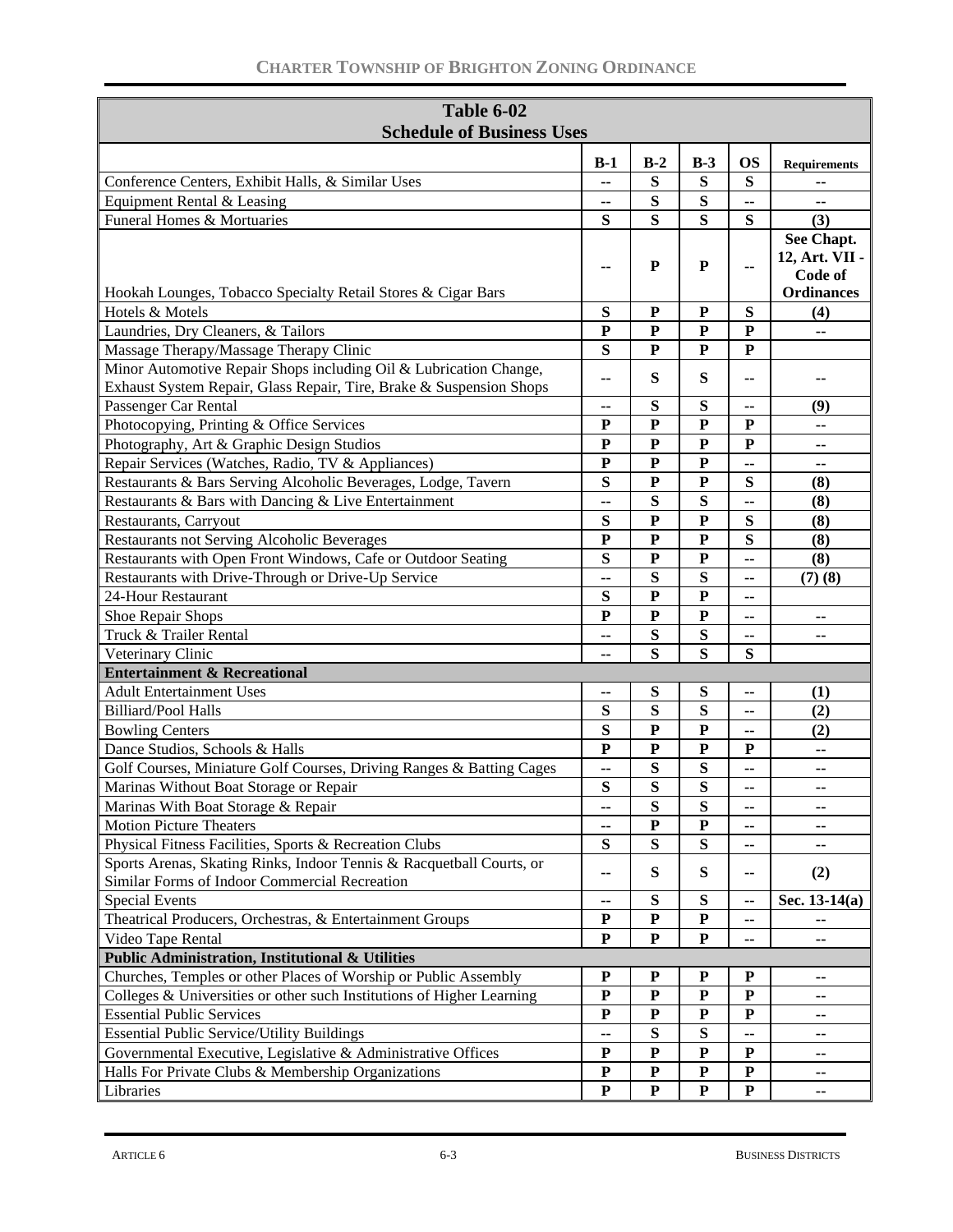| Table 6-02 Schedule of Business Uses | | | | | |
|---|---|---|---|---|---|
| | **B-1** | **B-2** | **B-3** | **OS** | **Requirements** |
| Conference Centers, Exhibit Halls, & Similar Uses | -- | S | S | S | -- |
| Equipment Rental & Leasing | -- | S | S | -- | -- |
| Funeral Homes & Mortuaries | S | S | S | S | (3) |
| Hookah Lounges, Tobacco Specialty Retail Stores & Cigar Bars | -- | P | P | -- | See Chapt. 12, Art. VII - Code of Ordinances |
| Hotels & Motels | S | P | P | S | (4) |
| Laundries, Dry Cleaners, & Tailors | P | P | P | P | -- |
| Massage Therapy/Massage Therapy Clinic | S | P | P | P | |
| Minor Automotive Repair Shops including Oil & Lubrication Change, Exhaust System Repair, Glass Repair, Tire, Brake & Suspension Shops | -- | S | S | -- | -- |
| Passenger Car Rental | -- | S | S | -- | (9) |
| Photocopying, Printing & Office Services | P | P | P | P | -- |
| Photography, Art & Graphic Design Studios | P | P | P | P | -- |
| Repair Services (Watches, Radio, TV & Appliances) | P | P | P | -- | -- |
| Restaurants & Bars Serving Alcoholic Beverages, Lodge, Tavern | S | P | P | S | (8) |
| Restaurants & Bars with Dancing & Live Entertainment | -- | S | S | -- | (8) |
| Restaurants, Carryout | S | P | P | S | (8) |
| Restaurants not Serving Alcoholic Beverages | P | P | P | S | (8) |
| Restaurants with Open Front Windows, Cafe or Outdoor Seating | S | P | P | -- | (8) |
| Restaurants with Drive-Through or Drive-Up Service | -- | S | S | -- | (7) (8) |
| 24-Hour Restaurant | S | P | P | -- | |
| Shoe Repair Shops | P | P | P | -- | -- |
| Truck & Trailer Rental | -- | S | S | -- | -- |
| Veterinary Clinic | -- | S | S | S | |
| **Entertainment & Recreational** | | | | | |
| Adult Entertainment Uses | -- | S | S | -- | (1) |
| Billiard/Pool Halls | S | S | S | -- | (2) |
| Bowling Centers | S | P | P | -- | (2) |
| Dance Studios, Schools & Halls | P | P | P | P | -- |
| Golf Courses, Miniature Golf Courses, Driving Ranges & Batting Cages | -- | S | S | -- | -- |
| Marinas Without Boat Storage or Repair | S | S | S | -- | -- |
| Marinas With Boat Storage & Repair | -- | S | S | -- | -- |
| Motion Picture Theaters | -- | P | P | -- | -- |
| Physical Fitness Facilities, Sports & Recreation Clubs | S | S | S | -- | -- |
| Sports Arenas, Skating Rinks, Indoor Tennis & Racquetball Courts, or Similar Forms of Indoor Commercial Recreation | -- | S | S | -- | (2) |
| Special Events | -- | S | S | -- | Sec. 13-14(a) |
| Theatrical Producers, Orchestras, & Entertainment Groups | P | P | P | -- | -- |
| Video Tape Rental | P | P | P | -- | -- |
| **Public Administration, Institutional & Utilities** | | | | | |
| Churches, Temples or other Places of Worship or Public Assembly | P | P | P | P | -- |
| Colleges & Universities or other such Institutions of Higher Learning | P | P | P | P | -- |
| Essential Public Services | P | P | P | P | -- |
| Essential Public Service/Utility Buildings | -- | S | S | -- | -- |
| Governmental Executive, Legislative & Administrative Offices | P | P | P | P | -- |
| Halls For Private Clubs & Membership Organizations | P | P | P | P | -- |
| Libraries | P | P | P | P | -- |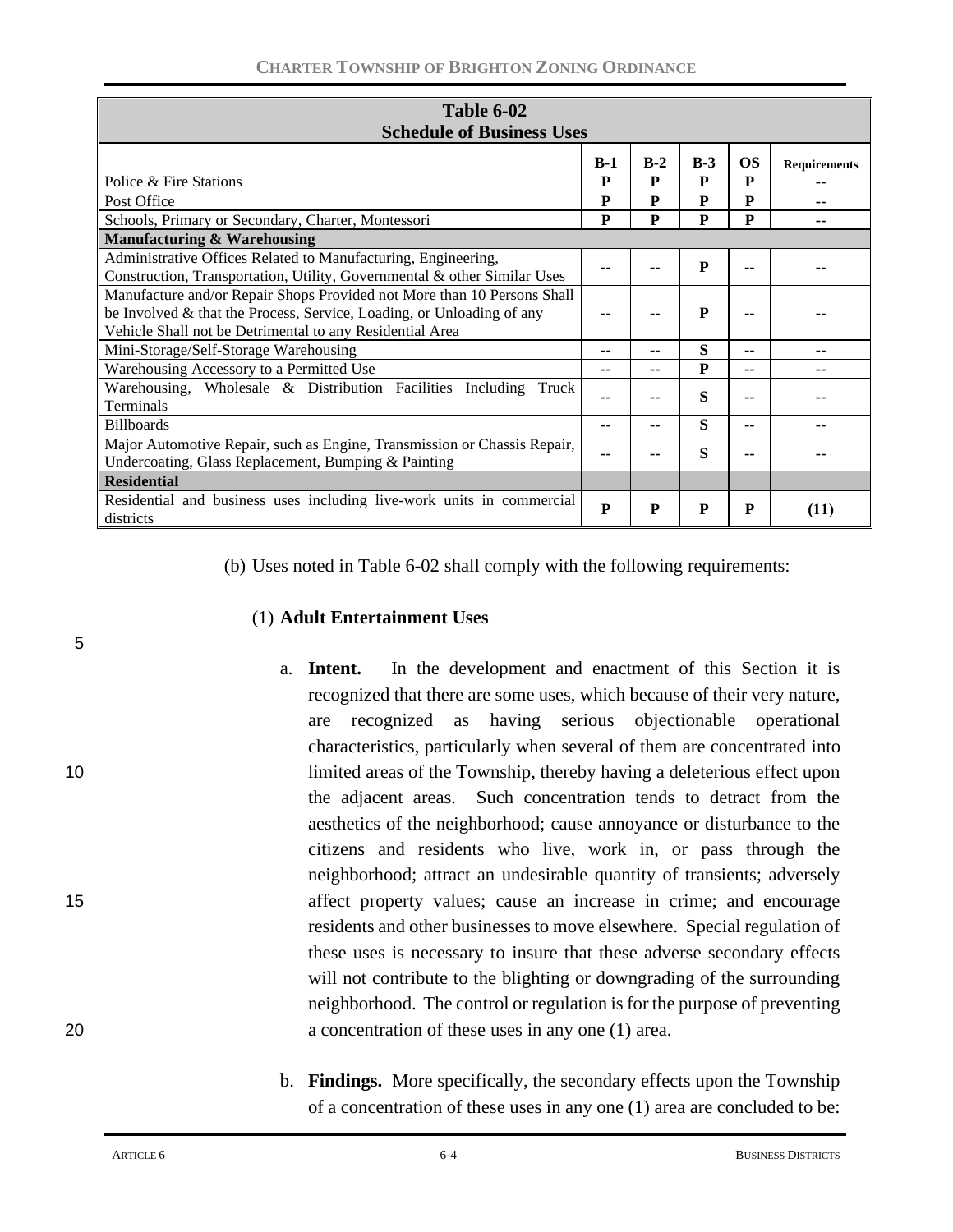| Table 6-02 Schedule of Business Uses | | | | | |
|---|---|---|---|---|---|
| | **B-1** | **B-2** | **B-3** | **OS** | **Requirements** |
| Police & Fire Stations | **P** | **P** | **P** | **P** | -- |
| Post Office | **P** | **P** | **P** | **P** | -- |
| Schools, Primary or Secondary, Charter, Montessori | **P** | **P** | **P** | **P** | -- |
| **Manufacturing & Warehousing** | | | | | |
| Administrative Offices Related to Manufacturing, Engineering, Construction, Transportation, Utility, Governmental & other Similar Uses | -- | -- | **P** | -- | -- |
| Manufacture and/or Repair Shops Provided not More than 10 Persons Shall be Involved & that the Process, Service, Loading, or Unloading of any Vehicle Shall not be Detrimental to any Residential Area | -- | -- | **P** | -- | -- |
| Mini-Storage/Self-Storage Warehousing | -- | -- | **S** | -- | -- |
| Warehousing Accessory to a Permitted Use | -- | -- | **P** | -- | -- |
| Warehousing, Wholesale & Distribution Facilities Including Truck Terminals | -- | -- | **S** | -- | -- |
| Billboards | -- | -- | **S** | -- | -- |
| Major Automotive Repair, such as Engine, Transmission or Chassis Repair, Undercoating, Glass Replacement, Bumping & Painting | -- | -- | **S** | -- | -- |
| **Residential** | | | | | |
| Residential and business uses including live-work units in commercial districts | **P** | **P** | **P** | **P** | **(11)** |

(b) Uses noted in Table 6-02 shall comply with the following requirements:

(1) **Adult Entertainment Uses**

a. **Intent.** In the development and enactment of this Section it is recognized that there are some uses, which because of their very nature, are recognized as having serious objectionable operational characteristics, particularly when several of them are concentrated into limited areas of the Township, thereby having a deleterious effect upon the adjacent areas. Such concentration tends to detract from the aesthetics of the neighborhood; cause annoyance or disturbance to the citizens and residents who live, work in, or pass through the neighborhood; attract an undesirable quantity of transients; adversely affect property values; cause an increase in crime; and encourage residents and other businesses to move elsewhere. Special regulation of these uses is necessary to insure that these adverse secondary effects will not contribute to the blighting or downgrading of the surrounding neighborhood. The control or regulation is for the purpose of preventing a concentration of these uses in any one (1) area.

b. **Findings.** More specifically, the secondary effects upon the Township of a concentration of these uses in any one (1) area are concluded to be: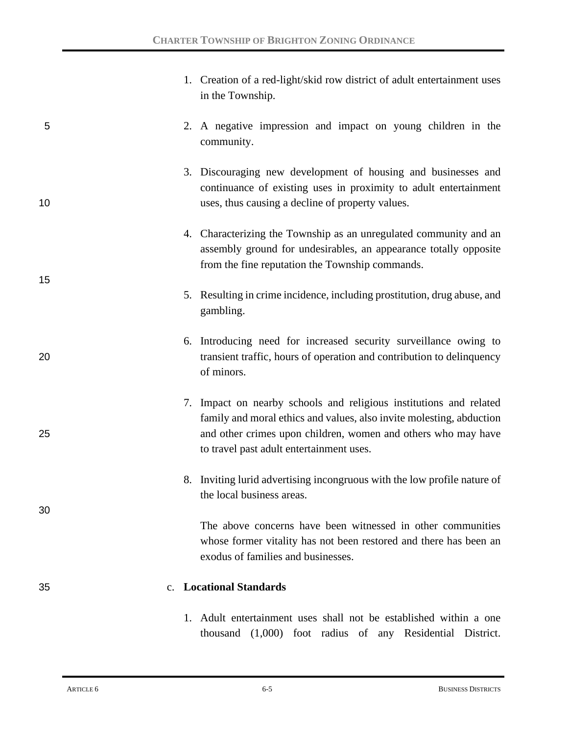1. Creation of a red-light/skid row district of adult entertainment uses in the Township.

2. A negative impression and impact on young children in the community.

3. Discouraging new development of housing and businesses and continuance of existing uses in proximity to adult entertainment uses, thus causing a decline of property values.

4. Characterizing the Township as an unregulated community and an assembly ground for undesirables, an appearance totally opposite from the fine reputation the Township commands.

5. Resulting in crime incidence, including prostitution, drug abuse, and gambling.

6. Introducing need for increased security surveillance owing to transient traffic, hours of operation and contribution to delinquency of minors.

7. Impact on nearby schools and religious institutions and related family and moral ethics and values, also invite molesting, abduction and other crimes upon children, women and others who may have to travel past adult entertainment uses.

8. Inviting lurid advertising incongruous with the low profile nature of the local business areas.

The above concerns have been witnessed in other communities whose former vitality has not been restored and there has been an exodus of families and businesses.

c. **Locational Standards**

1. Adult entertainment uses shall not be established within a one thousand (1,000) foot radius of any Residential District.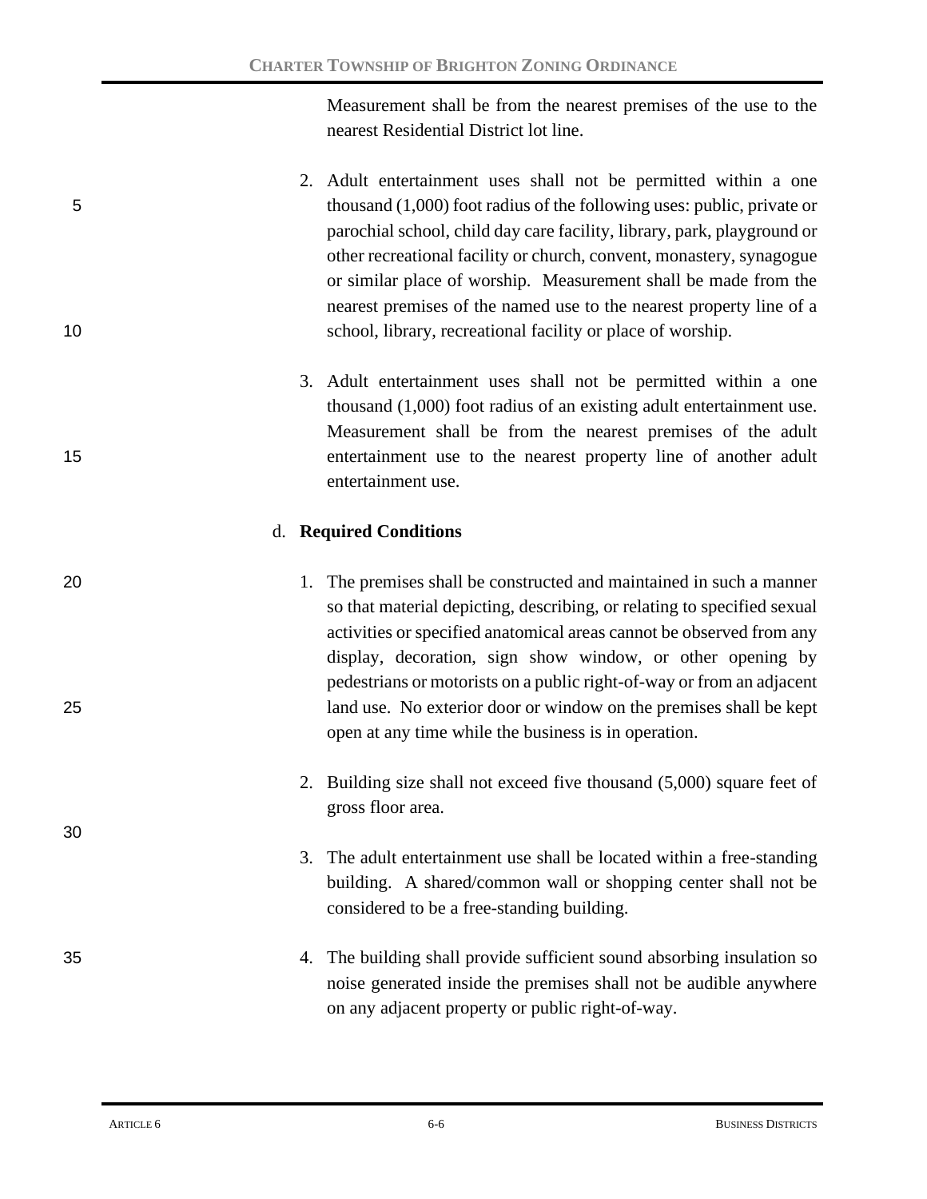Measurement shall be from the nearest premises of the use to the nearest Residential District lot line.

2. Adult entertainment uses shall not be permitted within a one thousand (1,000) foot radius of the following uses: public, private or parochial school, child day care facility, library, park, playground or other recreational facility or church, convent, monastery, synagogue or similar place of worship. Measurement shall be made from the nearest premises of the named use to the nearest property line of a school, library, recreational facility or place of worship.

3. Adult entertainment uses shall not be permitted within a one thousand (1,000) foot radius of an existing adult entertainment use. Measurement shall be from the nearest premises of the adult entertainment use to the nearest property line of another adult entertainment use.

d. **Required Conditions**

1. The premises shall be constructed and maintained in such a manner so that material depicting, describing, or relating to specified sexual activities or specified anatomical areas cannot be observed from any display, decoration, sign show window, or other opening by pedestrians or motorists on a public right-of-way or from an adjacent land use. No exterior door or window on the premises shall be kept open at any time while the business is in operation.

2. Building size shall not exceed five thousand (5,000) square feet of gross floor area.

3. The adult entertainment use shall be located within a free-standing building. A shared/common wall or shopping center shall not be considered to be a free-standing building.

4. The building shall provide sufficient sound absorbing insulation so noise generated inside the premises shall not be audible anywhere on any adjacent property or public right-of-way.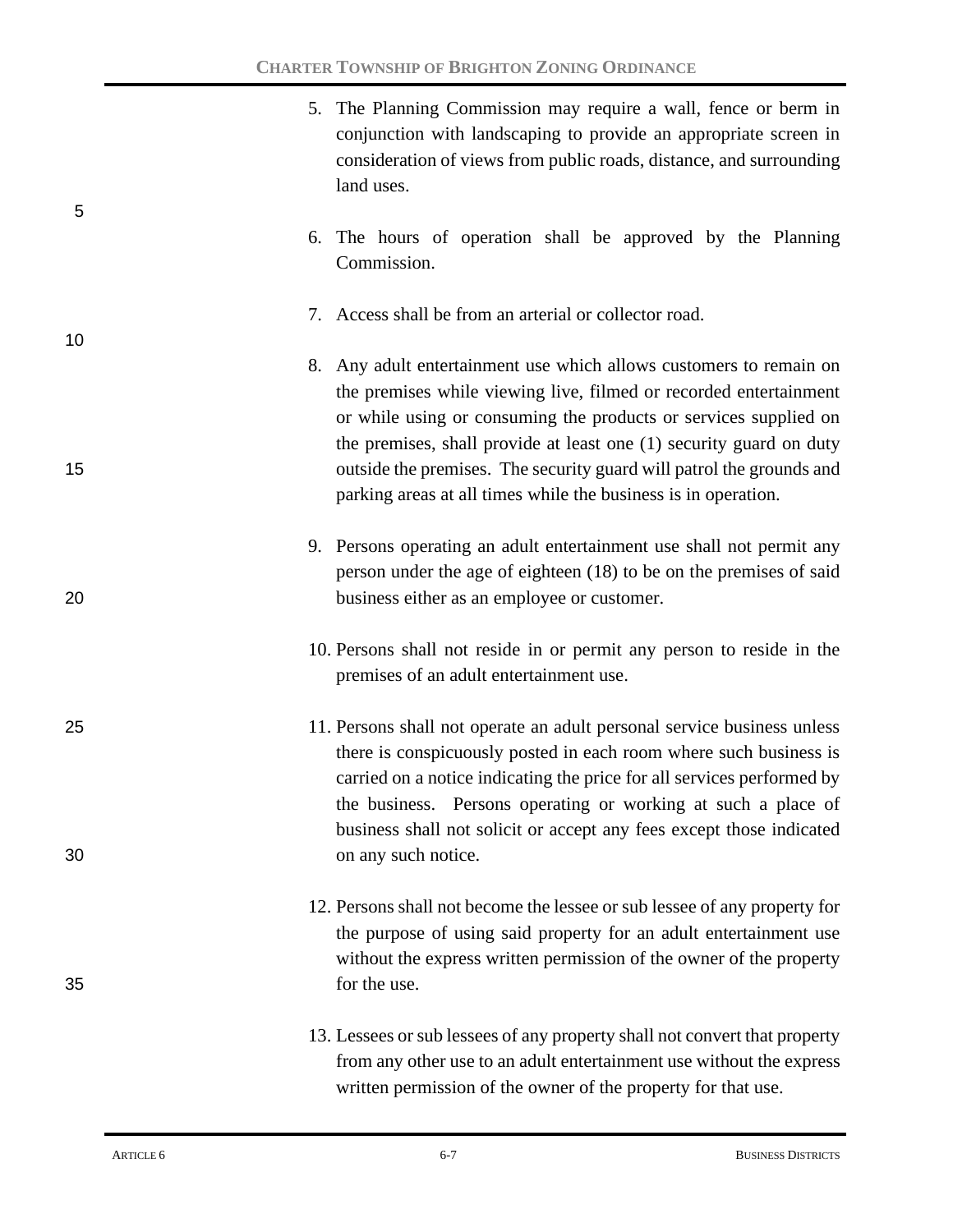5. The Planning Commission may require a wall, fence or berm in conjunction with landscaping to provide an appropriate screen in consideration of views from public roads, distance, and surrounding land uses.

6. The hours of operation shall be approved by the Planning Commission.

7. Access shall be from an arterial or collector road.

8. Any adult entertainment use which allows customers to remain on the premises while viewing live, filmed or recorded entertainment or while using or consuming the products or services supplied on the premises, shall provide at least one (1) security guard on duty outside the premises. The security guard will patrol the grounds and parking areas at all times while the business is in operation.

9. Persons operating an adult entertainment use shall not permit any person under the age of eighteen (18) to be on the premises of said business either as an employee or customer.

10. Persons shall not reside in or permit any person to reside in the premises of an adult entertainment use.

11. Persons shall not operate an adult personal service business unless there is conspicuously posted in each room where such business is carried on a notice indicating the price for all services performed by the business. Persons operating or working at such a place of business shall not solicit or accept any fees except those indicated on any such notice.

12. Persons shall not become the lessee or sub lessee of any property for the purpose of using said property for an adult entertainment use without the express written permission of the owner of the property for the use.

13. Lessees or sub lessees of any property shall not convert that property from any other use to an adult entertainment use without the express written permission of the owner of the property for that use.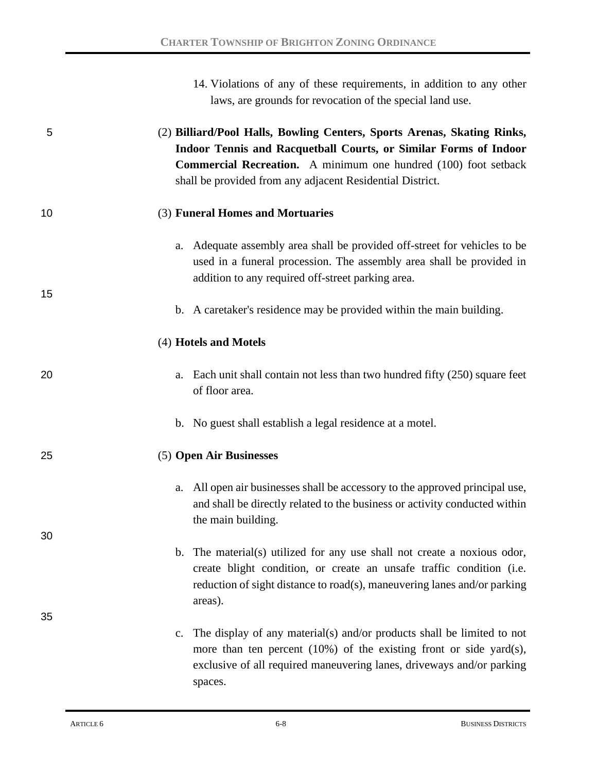14. Violations of any of these requirements, in addition to any other laws, are grounds for revocation of the special land use.

(2) **Billiard/Pool Halls, Bowling Centers, Sports Arenas, Skating Rinks, Indoor Tennis and Racquetball Courts, or Similar Forms of Indoor Commercial Recreation.** A minimum one hundred (100) foot setback shall be provided from any adjacent Residential District.

(3) **Funeral Homes and Mortuaries**

a. Adequate assembly area shall be provided off-street for vehicles to be used in a funeral procession. The assembly area shall be provided in addition to any required off-street parking area.

b. A caretaker's residence may be provided within the main building.

(4) **Hotels and Motels**

a. Each unit shall contain not less than two hundred fifty (250) square feet of floor area.

b. No guest shall establish a legal residence at a motel.

(5) **Open Air Businesses**

a. All open air businesses shall be accessory to the approved principal use, and shall be directly related to the business or activity conducted within the main building.

b. The material(s) utilized for any use shall not create a noxious odor, create blight condition, or create an unsafe traffic condition (i.e. reduction of sight distance to road(s), maneuvering lanes and/or parking areas).

c. The display of any material(s) and/or products shall be limited to not more than ten percent (10%) of the existing front or side yard(s), exclusive of all required maneuvering lanes, driveways and/or parking spaces.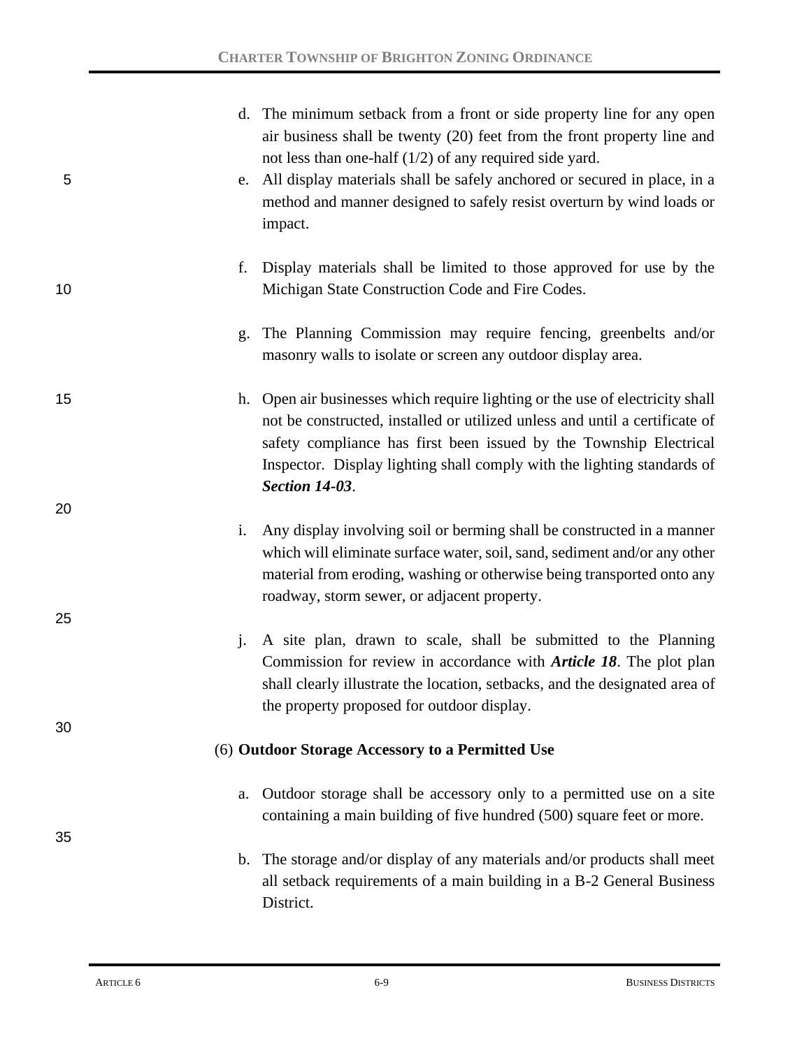d. The minimum setback from a front or side property line for any open air business shall be twenty (20) feet from the front property line and not less than one-half (1/2) of any required side yard.

e. All display materials shall be safely anchored or secured in place, in a method and manner designed to safely resist overturn by wind loads or impact.

f. Display materials shall be limited to those approved for use by the Michigan State Construction Code and Fire Codes.

g. The Planning Commission may require fencing, greenbelts and/or masonry walls to isolate or screen any outdoor display area.

h. Open air businesses which require lighting or the use of electricity shall not be constructed, installed or utilized unless and until a certificate of safety compliance has first been issued by the Township Electrical Inspector. Display lighting shall comply with the lighting standards of ***Section 14-03***.

i. Any display involving soil or berming shall be constructed in a manner which will eliminate surface water, soil, sand, sediment and/or any other material from eroding, washing or otherwise being transported onto any roadway, storm sewer, or adjacent property.

j. A site plan, drawn to scale, shall be submitted to the Planning Commission for review in accordance with ***Article 18***. The plot plan shall clearly illustrate the location, setbacks, and the designated area of the property proposed for outdoor display.

(6) **Outdoor Storage Accessory to a Permitted Use**

a. Outdoor storage shall be accessory only to a permitted use on a site containing a main building of five hundred (500) square feet or more.

b. The storage and/or display of any materials and/or products shall meet all setback requirements of a main building in a B-2 General Business District.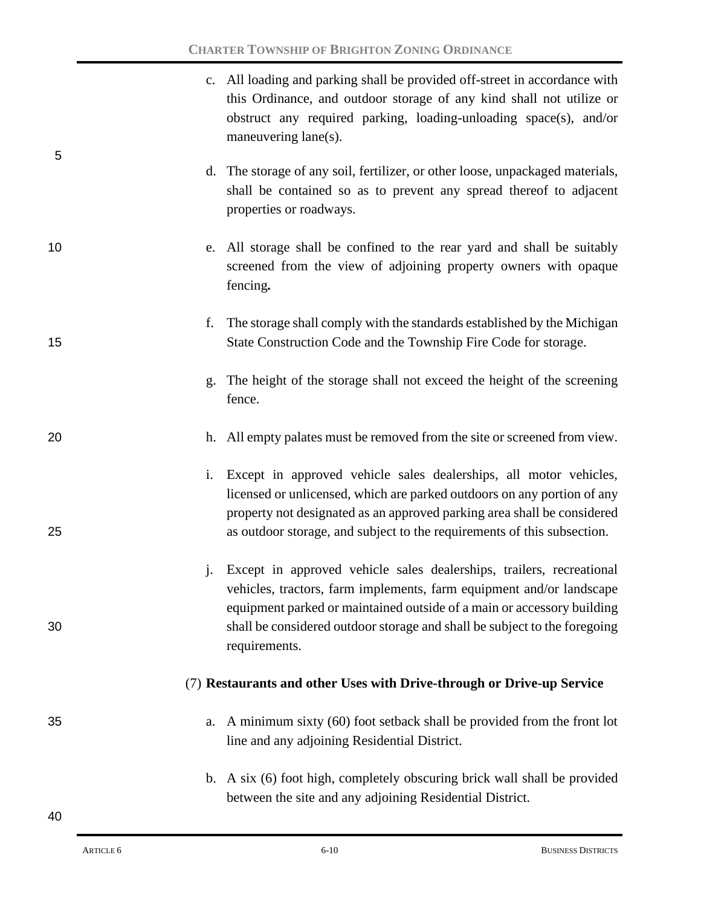c. All loading and parking shall be provided off-street in accordance with this Ordinance, and outdoor storage of any kind shall not utilize or obstruct any required parking, loading-unloading space(s), and/or maneuvering lane(s).

d. The storage of any soil, fertilizer, or other loose, unpackaged materials, shall be contained so as to prevent any spread thereof to adjacent properties or roadways.

e. All storage shall be confined to the rear yard and shall be suitably screened from the view of adjoining property owners with opaque fencing**.**

f. The storage shall comply with the standards established by the Michigan State Construction Code and the Township Fire Code for storage.

g. The height of the storage shall not exceed the height of the screening fence.

h. All empty palates must be removed from the site or screened from view.

i. Except in approved vehicle sales dealerships, all motor vehicles, licensed or unlicensed, which are parked outdoors on any portion of any property not designated as an approved parking area shall be considered as outdoor storage, and subject to the requirements of this subsection.

j. Except in approved vehicle sales dealerships, trailers, recreational vehicles, tractors, farm implements, farm equipment and/or landscape equipment parked or maintained outside of a main or accessory building shall be considered outdoor storage and shall be subject to the foregoing requirements.

(7) **Restaurants and other Uses with Drive-through or Drive-up Service**

a. A minimum sixty (60) foot setback shall be provided from the front lot line and any adjoining Residential District.

b. A six (6) foot high, completely obscuring brick wall shall be provided between the site and any adjoining Residential District.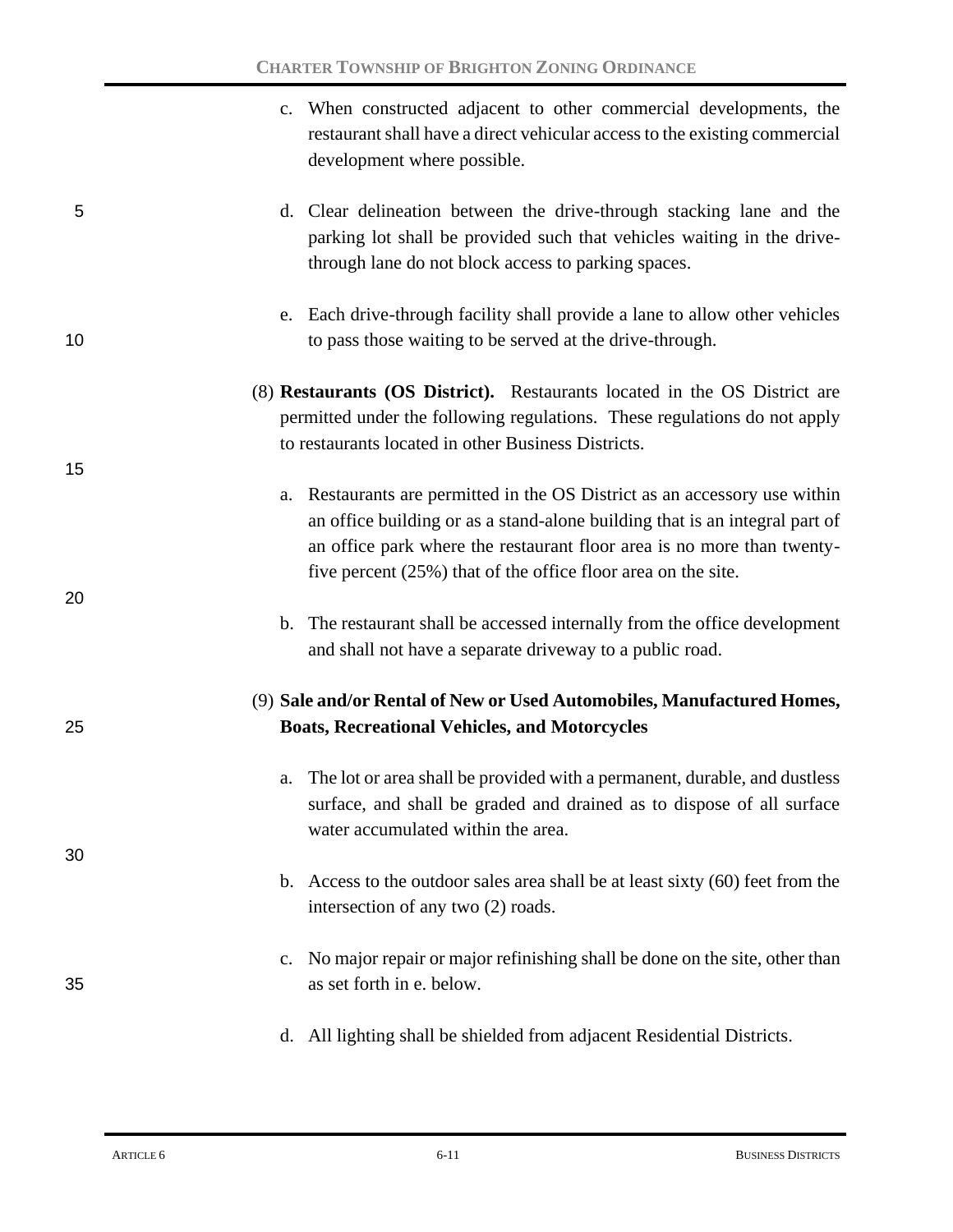c. When constructed adjacent to other commercial developments, the restaurant shall have a direct vehicular access to the existing commercial development where possible.

d. Clear delineation between the drive-through stacking lane and the parking lot shall be provided such that vehicles waiting in the drive-through lane do not block access to parking spaces.

e. Each drive-through facility shall provide a lane to allow other vehicles to pass those waiting to be served at the drive-through.

(8) **Restaurants (OS District).** Restaurants located in the OS District are permitted under the following regulations. These regulations do not apply to restaurants located in other Business Districts.

a. Restaurants are permitted in the OS District as an accessory use within an office building or as a stand-alone building that is an integral part of an office park where the restaurant floor area is no more than twenty-five percent (25%) that of the office floor area on the site.

b. The restaurant shall be accessed internally from the office development and shall not have a separate driveway to a public road.

(9) **Sale and/or Rental of New or Used Automobiles, Manufactured Homes, Boats, Recreational Vehicles, and Motorcycles**

a. The lot or area shall be provided with a permanent, durable, and dustless surface, and shall be graded and drained as to dispose of all surface water accumulated within the area.

b. Access to the outdoor sales area shall be at least sixty (60) feet from the intersection of any two (2) roads.

c. No major repair or major refinishing shall be done on the site, other than as set forth in e. below.

d. All lighting shall be shielded from adjacent Residential Districts.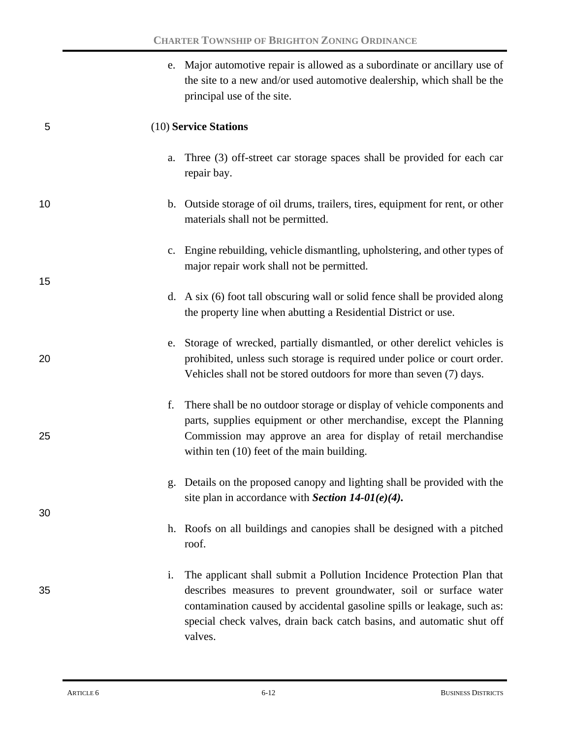e. Major automotive repair is allowed as a subordinate or ancillary use of the site to a new and/or used automotive dealership, which shall be the principal use of the site.

(10) **Service Stations**

a. Three (3) off-street car storage spaces shall be provided for each car repair bay.

b. Outside storage of oil drums, trailers, tires, equipment for rent, or other materials shall not be permitted.

c. Engine rebuilding, vehicle dismantling, upholstering, and other types of major repair work shall not be permitted.

d. A six (6) foot tall obscuring wall or solid fence shall be provided along the property line when abutting a Residential District or use.

e. Storage of wrecked, partially dismantled, or other derelict vehicles is prohibited, unless such storage is required under police or court order. Vehicles shall not be stored outdoors for more than seven (7) days.

f. There shall be no outdoor storage or display of vehicle components and parts, supplies equipment or other merchandise, except the Planning Commission may approve an area for display of retail merchandise within ten (10) feet of the main building.

g. Details on the proposed canopy and lighting shall be provided with the site plan in accordance with ***Section 14-01(e)(4).***

h. Roofs on all buildings and canopies shall be designed with a pitched roof.

i. The applicant shall submit a Pollution Incidence Protection Plan that describes measures to prevent groundwater, soil or surface water contamination caused by accidental gasoline spills or leakage, such as: special check valves, drain back catch basins, and automatic shut off valves.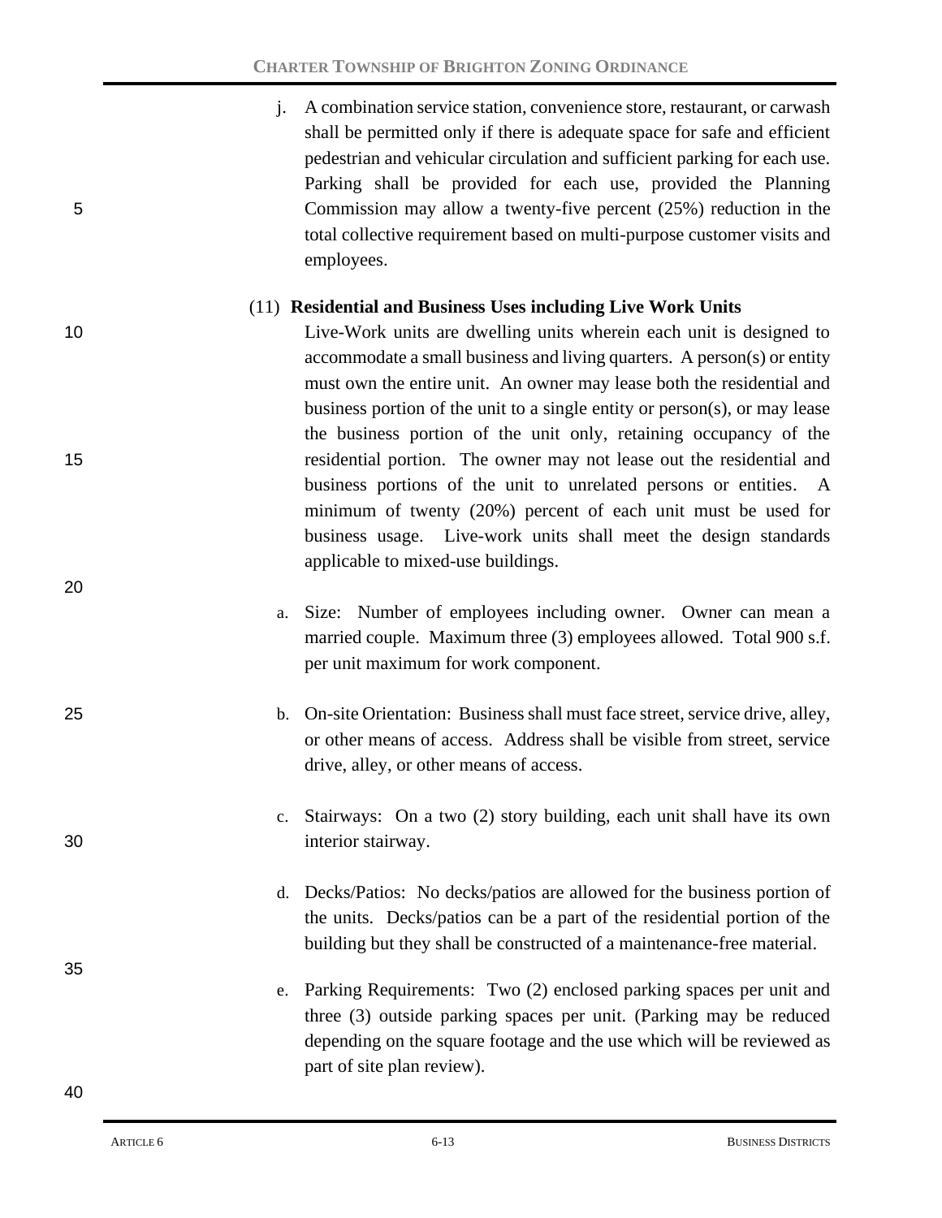j. A combination service station, convenience store, restaurant, or carwash shall be permitted only if there is adequate space for safe and efficient pedestrian and vehicular circulation and sufficient parking for each use. Parking shall be provided for each use, provided the Planning Commission may allow a twenty-five percent (25%) reduction in the total collective requirement based on multi-purpose customer visits and employees.

(11) **Residential and Business Uses including Live Work Units**

Live-Work units are dwelling units wherein each unit is designed to accommodate a small business and living quarters. A person(s) or entity must own the entire unit. An owner may lease both the residential and business portion of the unit to a single entity or person(s), or may lease the business portion of the unit only, retaining occupancy of the residential portion. The owner may not lease out the residential and business portions of the unit to unrelated persons or entities. A minimum of twenty (20%) percent of each unit must be used for business usage. Live-work units shall meet the design standards applicable to mixed-use buildings.

a. Size: Number of employees including owner. Owner can mean a married couple. Maximum three (3) employees allowed. Total 900 s.f. per unit maximum for work component.

b. On-site Orientation: Business shall must face street, service drive, alley, or other means of access. Address shall be visible from street, service drive, alley, or other means of access.

c. Stairways: On a two (2) story building, each unit shall have its own interior stairway.

d. Decks/Patios: No decks/patios are allowed for the business portion of the units. Decks/patios can be a part of the residential portion of the building but they shall be constructed of a maintenance-free material.

e. Parking Requirements: Two (2) enclosed parking spaces per unit and three (3) outside parking spaces per unit. (Parking may be reduced depending on the square footage and the use which will be reviewed as part of site plan review).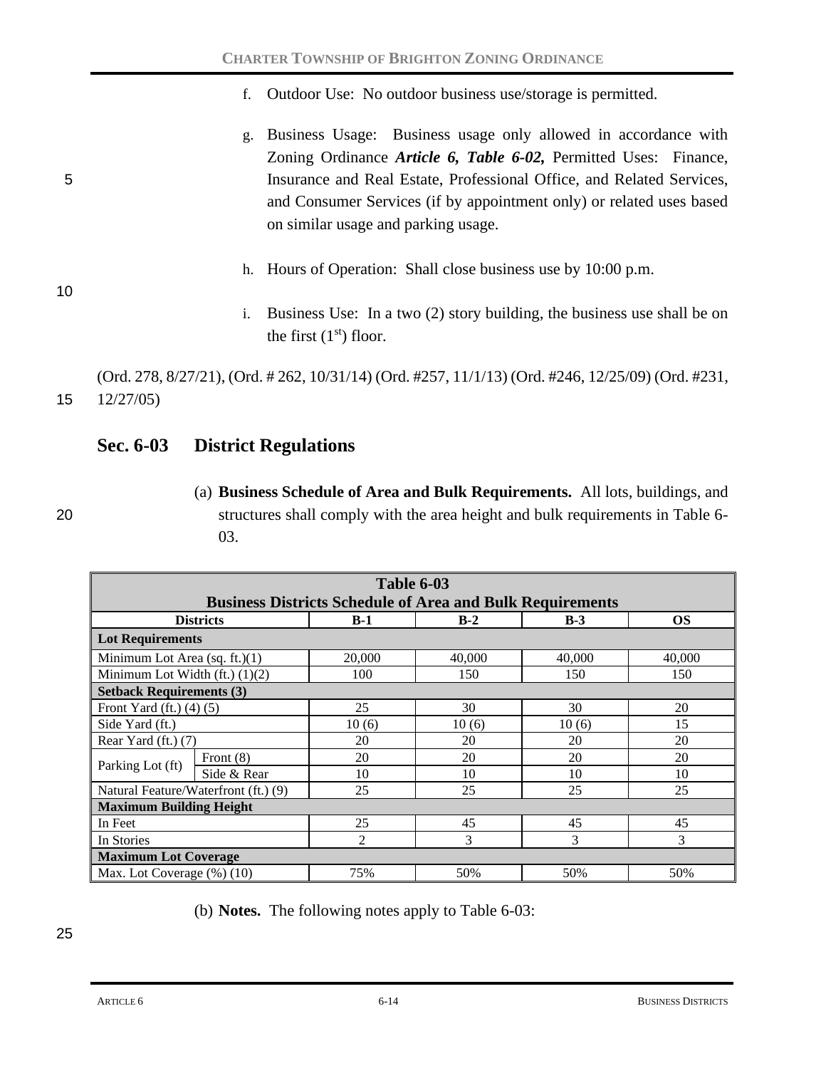f. Outdoor Use: No outdoor business use/storage is permitted.

g. Business Usage: Business usage only allowed in accordance with Zoning Ordinance ***Article 6, Table 6-02,*** Permitted Uses: Finance, Insurance and Real Estate, Professional Office, and Related Services, and Consumer Services (if by appointment only) or related uses based on similar usage and parking usage.

h. Hours of Operation: Shall close business use by 10:00 p.m.

i. Business Use: In a two (2) story building, the business use shall be on the first (1st) floor.

(Ord. 278, 8/27/21), (Ord. # 262, 10/31/14) (Ord. #257, 11/1/13) (Ord. #246, 12/25/09) (Ord. #231, 12/27/05)

## Sec. 6-03 District Regulations

(a) **Business Schedule of Area and Bulk Requirements.** All lots, buildings, and structures shall comply with the area height and bulk requirements in Table 6-03.

**Table 6-03**
**Business Districts Schedule of Area and Bulk Requirements**

| Districts | | B-1 | B-2 | B-3 | OS |
|---|---|---|---|---|---|
| **Lot Requirements** | | | | | |
| Minimum Lot Area (sq. ft.)(1) | | 20,000 | 40,000 | 40,000 | 40,000 |
| Minimum Lot Width (ft.) (1)(2) | | 100 | 150 | 150 | 150 |
| **Setback Requirements (3)** | | | | | |
| Front Yard (ft.) (4) (5) | | 25 | 30 | 30 | 20 |
| Side Yard (ft.) | | 10 (6) | 10 (6) | 10 (6) | 15 |
| Rear Yard (ft.) (7) | | 20 | 20 | 20 | 20 |
| Parking Lot (ft) | Front (8) | 20 | 20 | 20 | 20 |
| | Side & Rear | 10 | 10 | 10 | 10 |
| Natural Feature/Waterfront (ft.) (9) | | 25 | 25 | 25 | 25 |
| **Maximum Building Height** | | | | | |
| In Feet | | 25 | 45 | 45 | 45 |
| In Stories | | 2 | 3 | 3 | 3 |
| **Maximum Lot Coverage** | | | | | |
| Max. Lot Coverage (%) (10) | | 75% | 50% | 50% | 50% |

(b) **Notes.** The following notes apply to Table 6-03: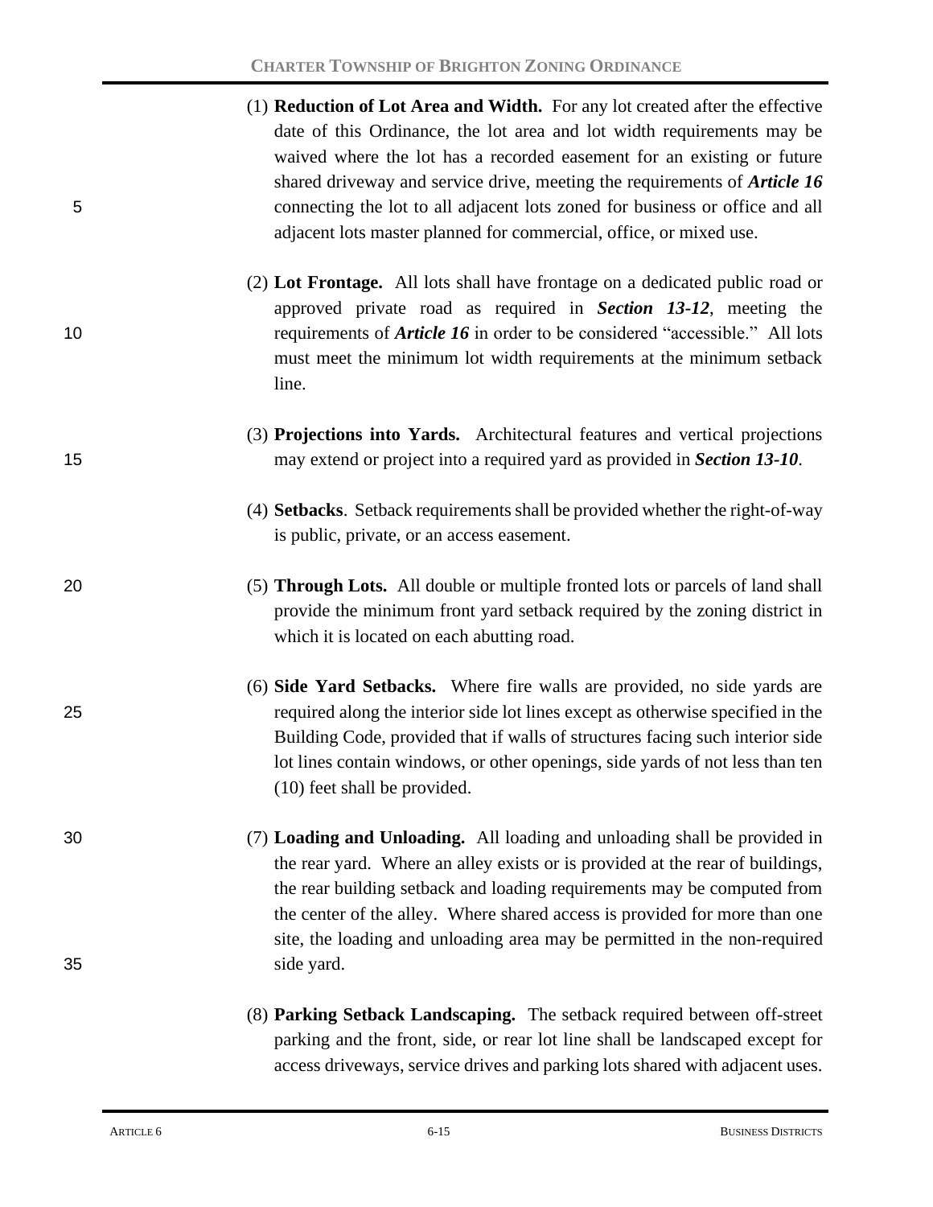(1) **Reduction of Lot Area and Width.** For any lot created after the effective date of this Ordinance, the lot area and lot width requirements may be waived where the lot has a recorded easement for an existing or future shared driveway and service drive, meeting the requirements of ***Article 16*** connecting the lot to all adjacent lots zoned for business or office and all adjacent lots master planned for commercial, office, or mixed use.

(2) **Lot Frontage.** All lots shall have frontage on a dedicated public road or approved private road as required in ***Section 13-12***, meeting the requirements of ***Article 16*** in order to be considered "accessible." All lots must meet the minimum lot width requirements at the minimum setback line.

(3) **Projections into Yards.** Architectural features and vertical projections may extend or project into a required yard as provided in ***Section 13-10***.

(4) **Setbacks**. Setback requirements shall be provided whether the right-of-way is public, private, or an access easement.

(5) **Through Lots.** All double or multiple fronted lots or parcels of land shall provide the minimum front yard setback required by the zoning district in which it is located on each abutting road.

(6) **Side Yard Setbacks.** Where fire walls are provided, no side yards are required along the interior side lot lines except as otherwise specified in the Building Code, provided that if walls of structures facing such interior side lot lines contain windows, or other openings, side yards of not less than ten (10) feet shall be provided.

(7) **Loading and Unloading.** All loading and unloading shall be provided in the rear yard. Where an alley exists or is provided at the rear of buildings, the rear building setback and loading requirements may be computed from the center of the alley. Where shared access is provided for more than one site, the loading and unloading area may be permitted in the non-required side yard.

(8) **Parking Setback Landscaping.** The setback required between off-street parking and the front, side, or rear lot line shall be landscaped except for access driveways, service drives and parking lots shared with adjacent uses.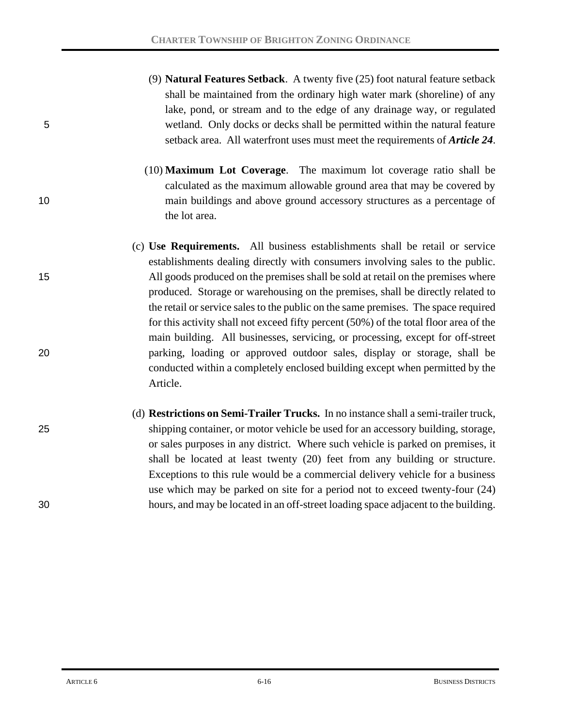(9) **Natural Features Setback**. A twenty five (25) foot natural feature setback shall be maintained from the ordinary high water mark (shoreline) of any lake, pond, or stream and to the edge of any drainage way, or regulated wetland. Only docks or decks shall be permitted within the natural feature setback area. All waterfront uses must meet the requirements of ***Article 24***.

(10) **Maximum Lot Coverage**. The maximum lot coverage ratio shall be calculated as the maximum allowable ground area that may be covered by main buildings and above ground accessory structures as a percentage of the lot area.

(c) **Use Requirements.** All business establishments shall be retail or service establishments dealing directly with consumers involving sales to the public. All goods produced on the premises shall be sold at retail on the premises where produced. Storage or warehousing on the premises, shall be directly related to the retail or service sales to the public on the same premises. The space required for this activity shall not exceed fifty percent (50%) of the total floor area of the main building. All businesses, servicing, or processing, except for off-street parking, loading or approved outdoor sales, display or storage, shall be conducted within a completely enclosed building except when permitted by the Article.

(d) **Restrictions on Semi-Trailer Trucks.** In no instance shall a semi-trailer truck, shipping container, or motor vehicle be used for an accessory building, storage, or sales purposes in any district. Where such vehicle is parked on premises, it shall be located at least twenty (20) feet from any building or structure. Exceptions to this rule would be a commercial delivery vehicle for a business use which may be parked on site for a period not to exceed twenty-four (24) hours, and may be located in an off-street loading space adjacent to the building.